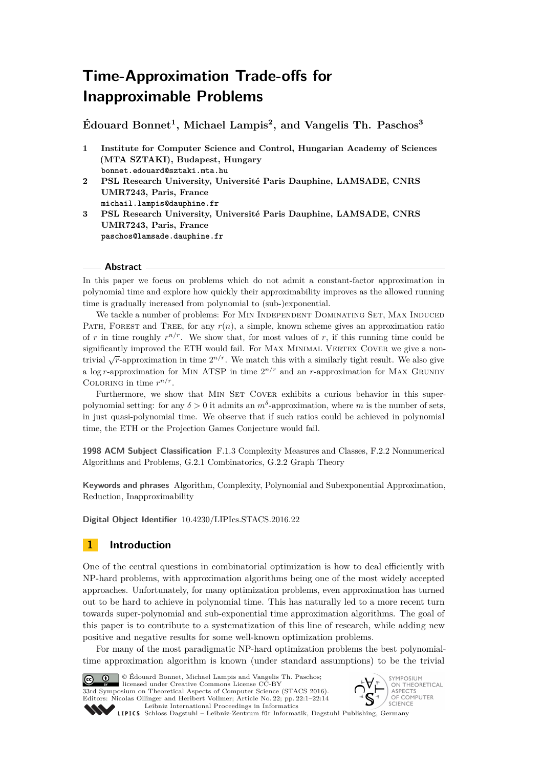# Time-Approximation Trade-offs for Inapproximable Problems

**Édouard Bonnet[1], Michael Lampis[2], and Vangelis Th. Paschos[3]**

1. **Institute for Computer Science and Control, Hungarian Academy of Sciences (MTA SZTAKI), Budapest, Hungary**
   bonnet.edouard@sztaki.mta.hu
2. **PSL Research University, Université Paris Dauphine, LAMSADE, CNRS UMR7243, Paris, France**
   michail.lampis@dauphine.fr
3. **PSL Research University, Université Paris Dauphine, LAMSADE, CNRS UMR7243, Paris, France**
   paschos@lamsade.dauphine.fr

## Abstract

In this paper we focus on problems which do not admit a constant-factor approximation in polynomial time and explore how quickly their approximability improves as the allowed running time is gradually increased from polynomial to (sub-)exponential.

We tackle a number of problems: For Min Independent Dominating Set, Max Induced Path, Forest and Tree, for any $r(n)$, a simple, known scheme gives an approximation ratio of $r$ in time roughly $r^{n/r}$. We show that, for most values of $r$, if this running time could be significantly improved the ETH would fail. For Max Minimal Vertex Cover we give a non-trivial $\sqrt{r}$-approximation in time $2^{n/r}$. We match this with a similarly tight result. We also give a $\log r$-approximation for Min ATSP in time $2^{n/r}$ and an $r$-approximation for Max Grundy Coloring in time $r^{n/r}$.

Furthermore, we show that Min Set Cover exhibits a curious behavior in this super-polynomial setting: for any $\delta > 0$ it admits an $m^{\delta}$-approximation, where $m$ is the number of sets, in just quasi-polynomial time. We observe that if such ratios could be achieved in polynomial time, the ETH or the Projection Games Conjecture would fail.

**1998 ACM Subject Classification** F.1.3 Complexity Measures and Classes, F.2.2 Nonnumerical Algorithms and Problems, G.2.1 Combinatorics, G.2.2 Graph Theory

**Keywords and phrases** Algorithm, Complexity, Polynomial and Subexponential Approximation, Reduction, Inapproximability

**Digital Object Identifier** 10.4230/LIPIcs.STACS.2016.22

## 1 Introduction

One of the central questions in combinatorial optimization is how to deal efficiently with NP-hard problems, with approximation algorithms being one of the most widely accepted approaches. Unfortunately, for many optimization problems, even approximation has turned out to be hard to achieve in polynomial time. This has naturally led to a more recent turn towards super-polynomial and sub-exponential time approximation algorithms. The goal of this paper is to contribute to a systematization of this line of research, while adding new positive and negative results for some well-known optimization problems.

For many of the most paradigmatic NP-hard optimization problems the best polynomial-time approximation algorithm is known (under standard assumptions) to be the trivial

© Édouard Bonnet, Michael Lampis and Vangelis Th. Paschos; licensed under Creative Commons License CC-BY
33rd Symposium on Theoretical Aspects of Computer Science (STACS 2016).
Editors: Nicolas Ollinger and Heribert Vollmer; Article No. 22; pp. 22:1–22:14
Leibniz International Proceedings in Informatics
Schloss Dagstuhl – Leibniz-Zentrum für Informatik, Dagstuhl Publishing, Germany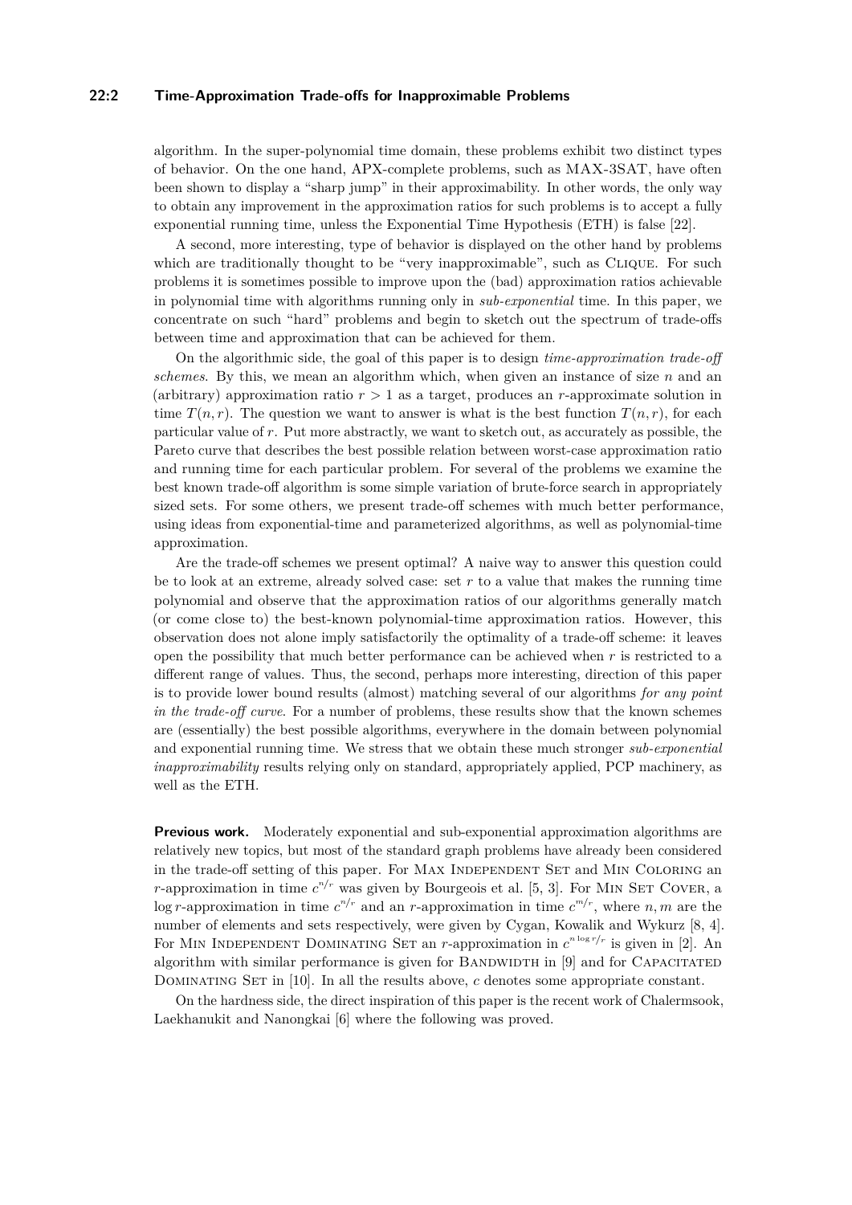algorithm. In the super-polynomial time domain, these problems exhibit two distinct types of behavior. On the one hand, APX-complete problems, such as MAX-3SAT, have often been shown to display a "sharp jump" in their approximability. In other words, the only way to obtain any improvement in the approximation ratios for such problems is to accept a fully exponential running time, unless the Exponential Time Hypothesis (ETH) is false [22].

A second, more interesting, type of behavior is displayed on the other hand by problems which are traditionally thought to be "very inapproximable", such as Clique. For such problems it is sometimes possible to improve upon the (bad) approximation ratios achievable in polynomial time with algorithms running only in *sub-exponential* time. In this paper, we concentrate on such "hard" problems and begin to sketch out the spectrum of trade-offs between time and approximation that can be achieved for them.

On the algorithmic side, the goal of this paper is to design *time-approximation trade-off schemes*. By this, we mean an algorithm which, when given an instance of size $n$ and an (arbitrary) approximation ratio $r > 1$ as a target, produces an $r$-approximate solution in time $T(n, r)$. The question we want to answer is what is the best function $T(n, r)$, for each particular value of $r$. Put more abstractly, we want to sketch out, as accurately as possible, the Pareto curve that describes the best possible relation between worst-case approximation ratio and running time for each particular problem. For several of the problems we examine the best known trade-off algorithm is some simple variation of brute-force search in appropriately sized sets. For some others, we present trade-off schemes with much better performance, using ideas from exponential-time and parameterized algorithms, as well as polynomial-time approximation.

Are the trade-off schemes we present optimal? A naive way to answer this question could be to look at an extreme, already solved case: set $r$ to a value that makes the running time polynomial and observe that the approximation ratios of our algorithms generally match (or come close to) the best-known polynomial-time approximation ratios. However, this observation does not alone imply satisfactorily the optimality of a trade-off scheme: it leaves open the possibility that much better performance can be achieved when $r$ is restricted to a different range of values. Thus, the second, perhaps more interesting, direction of this paper is to provide lower bound results (almost) matching several of our algorithms *for any point in the trade-off curve*. For a number of problems, these results show that the known schemes are (essentially) the best possible algorithms, everywhere in the domain between polynomial and exponential running time. We stress that we obtain these much stronger *sub-exponential inapproximability* results relying only on standard, appropriately applied, PCP machinery, as well as the ETH.

**Previous work.** Moderately exponential and sub-exponential approximation algorithms are relatively new topics, but most of the standard graph problems have already been considered in the trade-off setting of this paper. For Max Independent Set and Min Coloring an $r$-approximation in time $c^{n/r}$ was given by Bourgeois et al. [5, 3]. For Min Set Cover, a $\log r$-approximation in time $c^{n/r}$ and an $r$-approximation in time $c^{m/r}$, where $n, m$ are the number of elements and sets respectively, were given by Cygan, Kowalik and Wykurz [8, 4]. For Min Independent Dominating Set an $r$-approximation in $c^{n \log r/r}$ is given in [2]. An algorithm with similar performance is given for Bandwidth in [9] and for Capacitated Dominating Set in [10]. In all the results above, $c$ denotes some appropriate constant.

On the hardness side, the direct inspiration of this paper is the recent work of Chalermsook, Laekhanukit and Nanongkai [6] where the following was proved.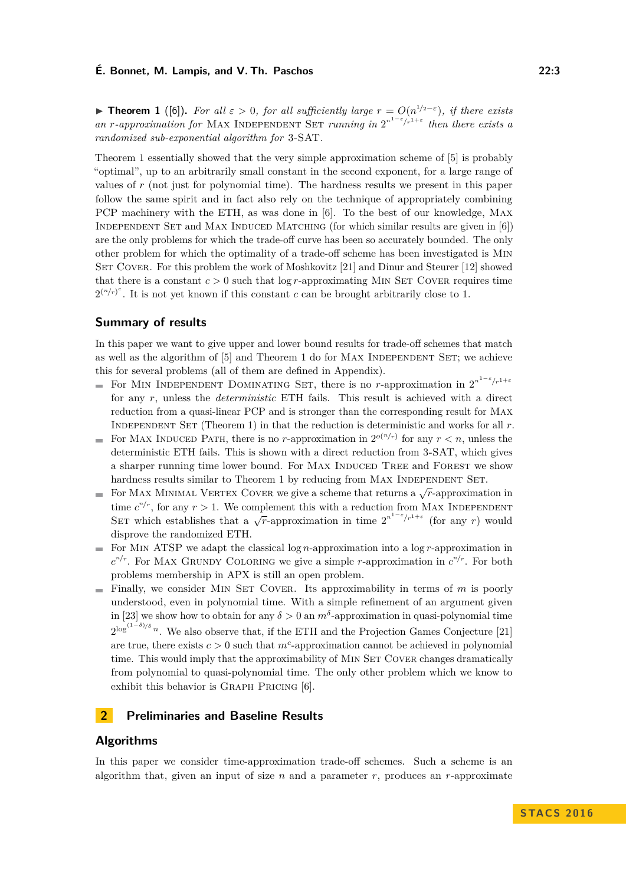▶ **Theorem 1** ([6]). *For all $\varepsilon > 0$, for all sufficiently large $r = O(n^{1/2-\varepsilon})$, if there exists an $r$-approximation for* Max Independent Set *running in $2^{n^{1-\varepsilon}/r^{1+\varepsilon}}$ then there exists a randomized sub-exponential algorithm for* 3-SAT.

Theorem 1 essentially showed that the very simple approximation scheme of [5] is probably "optimal", up to an arbitrarily small constant in the second exponent, for a large range of values of $r$ (not just for polynomial time). The hardness results we present in this paper follow the same spirit and in fact also rely on the technique of appropriately combining PCP machinery with the ETH, as was done in [6]. To the best of our knowledge, Max Independent Set and Max Induced Matching (for which similar results are given in [6]) are the only problems for which the trade-off curve has been so accurately bounded. The only other problem for which the optimality of a trade-off scheme has been investigated is Min Set Cover. For this problem the work of Moshkovitz [21] and Dinur and Steurer [12] showed that there is a constant $c > 0$ such that $\log r$-approximating Min Set Cover requires time $2^{(n/r)^c}$. It is not yet known if this constant $c$ can be brought arbitrarily close to 1.

## Summary of results

In this paper we want to give upper and lower bound results for trade-off schemes that match as well as the algorithm of [5] and Theorem 1 do for Max Independent Set; we achieve this for several problems (all of them are defined in Appendix).

- For Min Independent Dominating Set, there is no $r$-approximation in $2^{n^{1-\varepsilon}/r^{1+\varepsilon}}$ for any $r$, unless the *deterministic* ETH fails. This result is achieved with a direct reduction from a quasi-linear PCP and is stronger than the corresponding result for Max Independent Set (Theorem 1) in that the reduction is deterministic and works for all $r$.
- For Max Induced Path, there is no $r$-approximation in $2^{o(n/r)}$ for any $r < n$, unless the deterministic ETH fails. This is shown with a direct reduction from 3-SAT, which gives a sharper running time lower bound. For Max Induced Tree and Forest we show hardness results similar to Theorem 1 by reducing from Max Independent Set.
- For Max Minimal Vertex Cover we give a scheme that returns a $\sqrt{r}$-approximation in time $c^{n/r}$, for any $r > 1$. We complement this with a reduction from Max Independent Set which establishes that a $\sqrt{r}$-approximation in time $2^{n^{1-\varepsilon}/r^{1+\varepsilon}}$ (for any $r$) would disprove the randomized ETH.
- For Min ATSP we adapt the classical $\log n$-approximation into a $\log r$-approximation in $c^{n/r}$. For Max Grundy Coloring we give a simple $r$-approximation in $c^{n/r}$. For both problems membership in APX is still an open problem.
- Finally, we consider Min Set Cover. Its approximability in terms of $m$ is poorly understood, even in polynomial time. With a simple refinement of an argument given in [23] we show how to obtain for any $\delta > 0$ an $m^\delta$-approximation in quasi-polynomial time $2^{\log^{(1-\delta)/\delta} n}$. We also observe that, if the ETH and the Projection Games Conjecture [21] are true, there exists $c > 0$ such that $m^c$-approximation cannot be achieved in polynomial time. This would imply that the approximability of Min Set Cover changes dramatically from polynomial to quasi-polynomial time. The only other problem which we know to exhibit this behavior is Graph Pricing [6].

# 2 Preliminaries and Baseline Results

## Algorithms

In this paper we consider time-approximation trade-off schemes. Such a scheme is an algorithm that, given an input of size $n$ and a parameter $r$, produces an $r$-approximate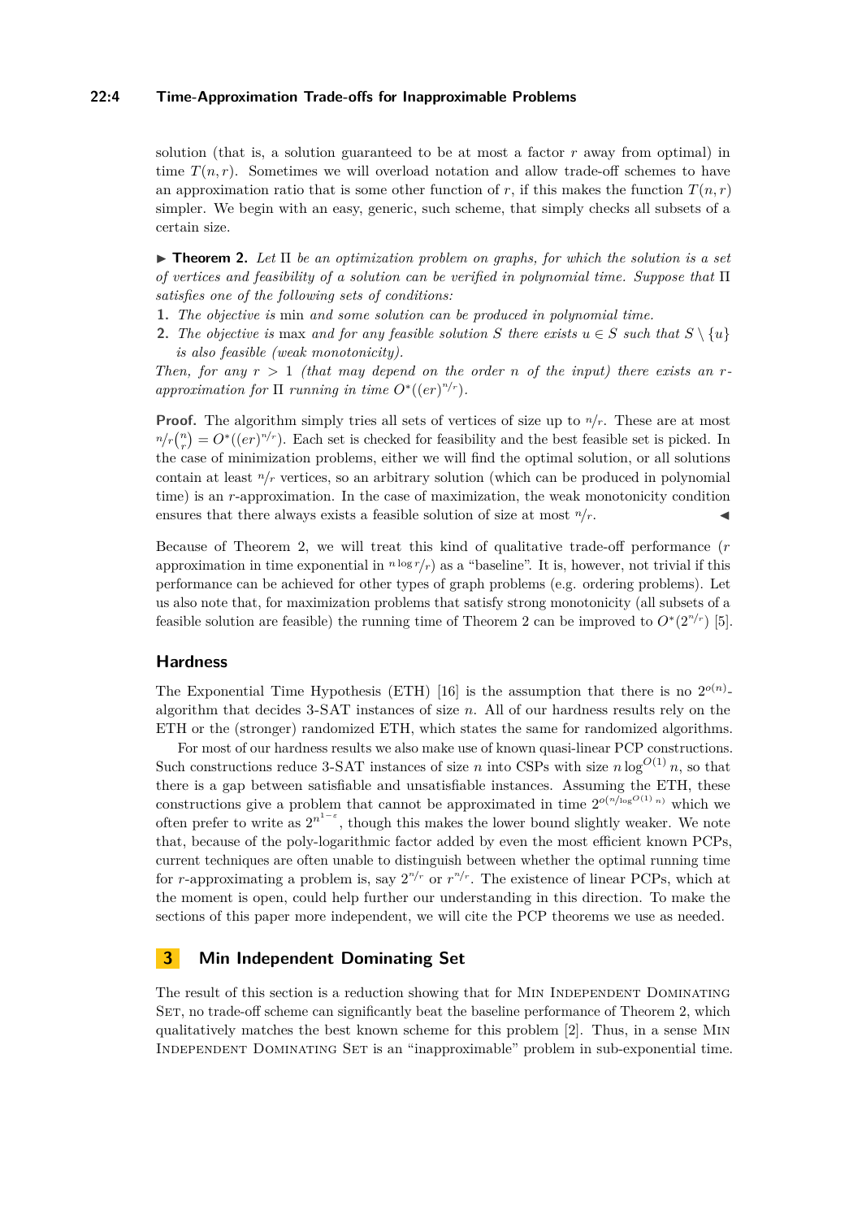solution (that is, a solution guaranteed to be at most a factor $r$ away from optimal) in time $T(n,r)$. Sometimes we will overload notation and allow trade-off schemes to have an approximation ratio that is some other function of $r$, if this makes the function $T(n,r)$ simpler. We begin with an easy, generic, such scheme, that simply checks all subsets of a certain size.

▶ **Theorem 2.** *Let $\Pi$ be an optimization problem on graphs, for which the solution is a set of vertices and feasibility of a solution can be verified in polynomial time. Suppose that $\Pi$ satisfies one of the following sets of conditions:*

1. *The objective is* min *and some solution can be produced in polynomial time.*
2. *The objective is* max *and for any feasible solution $S$ there exists $u \in S$ such that $S \setminus \{u\}$ is also feasible (weak monotonicity).*

*Then, for any $r > 1$ (that may depend on the order $n$ of the input) there exists an $r$-approximation for $\Pi$ running in time $O^*((er)^{n/r})$.*

**Proof.** The algorithm simply tries all sets of vertices of size up to $n/r$. These are at most $n/r\binom{n}{r} = O^*((er)^{n/r})$. Each set is checked for feasibility and the best feasible set is picked. In the case of minimization problems, either we will find the optimal solution, or all solutions contain at least $n/r$ vertices, so an arbitrary solution (which can be produced in polynomial time) is an $r$-approximation. In the case of maximization, the weak monotonicity condition ensures that there always exists a feasible solution of size at most $n/r$. ◀

Because of Theorem 2, we will treat this kind of qualitative trade-off performance ($r$ approximation in time exponential in $n \log r/r$) as a "baseline". It is, however, not trivial if this performance can be achieved for other types of graph problems (e.g. ordering problems). Let us also note that, for maximization problems that satisfy strong monotonicity (all subsets of a feasible solution are feasible) the running time of Theorem 2 can be improved to $O^*(2^{n/r})$ [5].

## Hardness

The Exponential Time Hypothesis (ETH) [16] is the assumption that there is no $2^{o(n)}$-algorithm that decides 3-SAT instances of size $n$. All of our hardness results rely on the ETH or the (stronger) randomized ETH, which states the same for randomized algorithms.

For most of our hardness results we also make use of known quasi-linear PCP constructions. Such constructions reduce 3-SAT instances of size $n$ into CSPs with size $n \log^{O(1)} n$, so that there is a gap between satisfiable and unsatisfiable instances. Assuming the ETH, these constructions give a problem that cannot be approximated in time $2^{o(n/\log^{O(1)} n)}$ which we often prefer to write as $2^{n^{1-\varepsilon}}$, though this makes the lower bound slightly weaker. We note that, because of the poly-logarithmic factor added by even the most efficient known PCPs, current techniques are often unable to distinguish between whether the optimal running time for $r$-approximating a problem is, say $2^{n/r}$ or $r^{n/r}$. The existence of linear PCPs, which at the moment is open, could help further our understanding in this direction. To make the sections of this paper more independent, we will cite the PCP theorems we use as needed.

# 3 Min Independent Dominating Set

The result of this section is a reduction showing that for Min Independent Dominating Set, no trade-off scheme can significantly beat the baseline performance of Theorem 2, which qualitatively matches the best known scheme for this problem [2]. Thus, in a sense Min Independent Dominating Set is an "inapproximable" problem in sub-exponential time.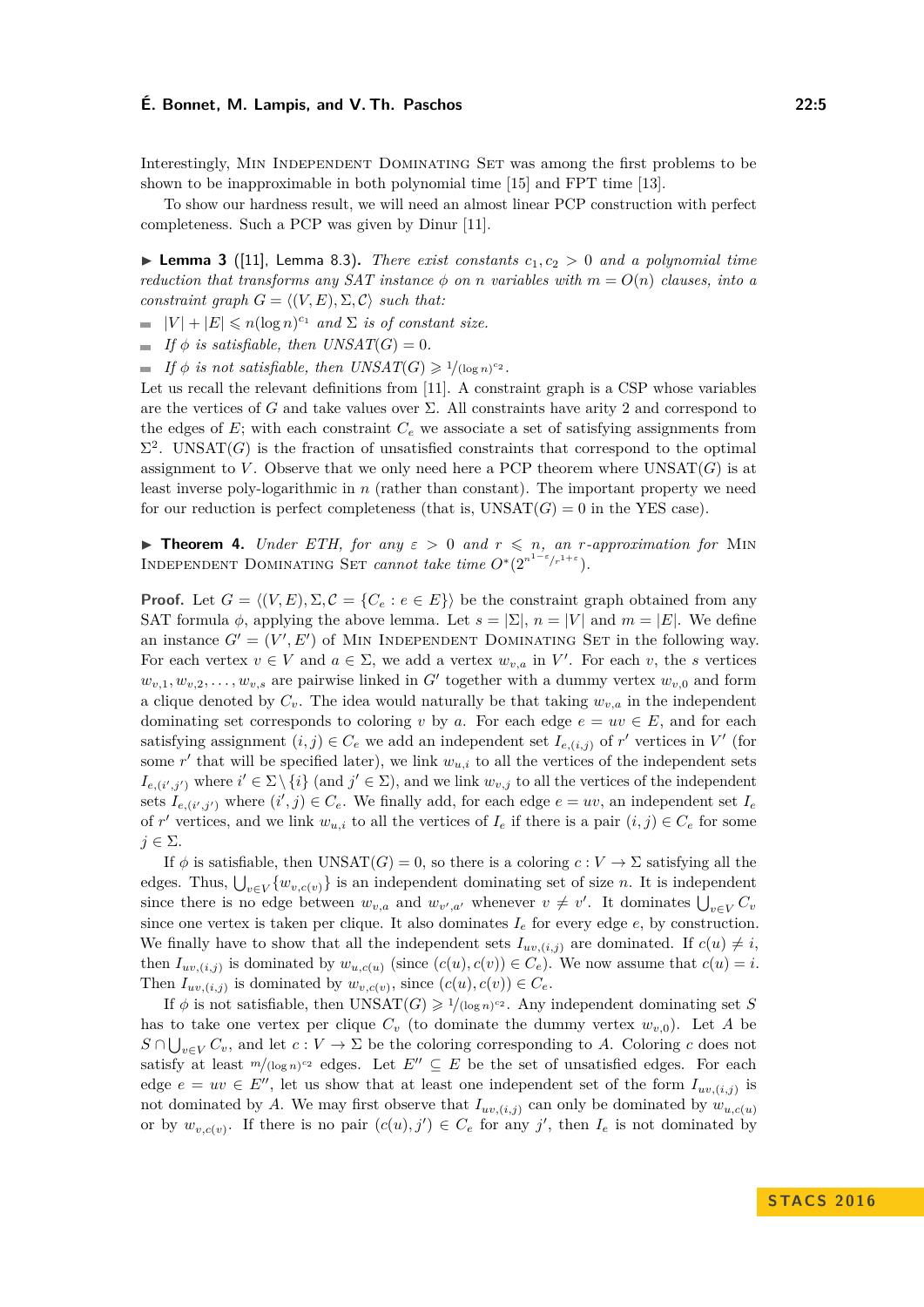Interestingly, Min Independent Dominating Set was among the first problems to be shown to be inapproximable in both polynomial time [15] and FPT time [13].

To show our hardness result, we will need an almost linear PCP construction with perfect completeness. Such a PCP was given by Dinur [11].

▶ **Lemma 3** ([11], Lemma 8.3). *There exist constants $c_1, c_2 > 0$ and a polynomial time reduction that transforms any SAT instance $\phi$ on $n$ variables with $m = O(n)$ clauses, into a constraint graph $G = \langle (V, E), \Sigma, \mathcal{C}\rangle$ such that:*

- $|V| + |E| \leqslant n(\log n)^{c_1}$ *and* $\Sigma$ *is of constant size.*
- *If* $\phi$ *is satisfiable, then* $\text{UNSAT}(G) = 0$.
- *If* $\phi$ *is not satisfiable, then* $\text{UNSAT}(G) \geqslant 1/(\log n)^{c_2}$.

Let us recall the relevant definitions from [11]. A constraint graph is a CSP whose variables are the vertices of $G$ and take values over $\Sigma$. All constraints have arity 2 and correspond to the edges of $E$; with each constraint $C_e$ we associate a set of satisfying assignments from $\Sigma^2$. UNSAT$(G)$ is the fraction of unsatisfied constraints that correspond to the optimal assignment to $V$. Observe that we only need here a PCP theorem where UNSAT$(G)$ is at least inverse poly-logarithmic in $n$ (rather than constant). The important property we need for our reduction is perfect completeness (that is, UNSAT$(G) = 0$ in the YES case).

▶ **Theorem 4.** *Under ETH, for any $\varepsilon > 0$ and $r \leqslant n$, an $r$-approximation for* Min Independent Dominating Set *cannot take time* $O^*(2^{n^{1-\varepsilon}/r^{1+\varepsilon}})$.

**Proof.** Let $G = \langle (V, E), \Sigma, \mathcal{C} = \{C_e : e \in E\}\rangle$ be the constraint graph obtained from any SAT formula $\phi$, applying the above lemma. Let $s = |\Sigma|$, $n = |V|$ and $m = |E|$. We define an instance $G' = (V', E')$ of Min Independent Dominating Set in the following way. For each vertex $v \in V$ and $a \in \Sigma$, we add a vertex $w_{v,a}$ in $V'$. For each $v$, the $s$ vertices $w_{v,1}, w_{v,2}, \ldots, w_{v,s}$ are pairwise linked in $G'$ together with a dummy vertex $w_{v,0}$ and form a clique denoted by $C_v$. The idea would naturally be that taking $w_{v,a}$ in the independent dominating set corresponds to coloring $v$ by $a$. For each edge $e = uv \in E$, and for each satisfying assignment $(i, j) \in C_e$ we add an independent set $I_{e,(i,j)}$ of $r'$ vertices in $V'$ (for some $r'$ that will be specified later), we link $w_{u,i}$ to all the vertices of the independent sets $I_{e,(i',j')}$ where $i' \in \Sigma \setminus \{i\}$ (and $j' \in \Sigma$), and we link $w_{v,j}$ to all the vertices of the independent sets $I_{e,(i',j')}$ where $(i', j) \in C_e$. We finally add, for each edge $e = uv$, an independent set $I_e$ of $r'$ vertices, and we link $w_{u,i}$ to all the vertices of $I_e$ if there is a pair $(i, j) \in C_e$ for some $j \in \Sigma$.

If $\phi$ is satisfiable, then UNSAT$(G) = 0$, so there is a coloring $c : V \to \Sigma$ satisfying all the edges. Thus, $\bigcup_{v \in V}\{w_{v,c(v)}\}$ is an independent dominating set of size $n$. It is independent since there is no edge between $w_{v,a}$ and $w_{v',a'}$ whenever $v \neq v'$. It dominates $\bigcup_{v \in V} C_v$ since one vertex is taken per clique. It also dominates $I_e$ for every edge $e$, by construction. We finally have to show that all the independent sets $I_{uv,(i,j)}$ are dominated. If $c(u) \neq i$, then $I_{uv,(i,j)}$ is dominated by $w_{u,c(u)}$ (since $(c(u), c(v)) \in C_e$). We now assume that $c(u) = i$. Then $I_{uv,(i,j)}$ is dominated by $w_{v,c(v)}$, since $(c(u), c(v)) \in C_e$.

If $\phi$ is not satisfiable, then UNSAT$(G) \geqslant 1/(\log n)^{c_2}$. Any independent dominating set $S$ has to take one vertex per clique $C_v$ (to dominate the dummy vertex $w_{v,0}$). Let $A$ be $S \cap \bigcup_{v \in V} C_v$, and let $c : V \to \Sigma$ be the coloring corresponding to $A$. Coloring $c$ does not satisfy at least $m/(\log n)^{c_2}$ edges. Let $E'' \subseteq E$ be the set of unsatisfied edges. For each edge $e = uv \in E''$, let us show that at least one independent set of the form $I_{uv,(i,j)}$ is not dominated by $A$. We may first observe that $I_{uv,(i,j)}$ can only be dominated by $w_{u,c(u)}$ or by $w_{v,c(v)}$. If there is no pair $(c(u), j') \in C_e$ for any $j'$, then $I_e$ is not dominated by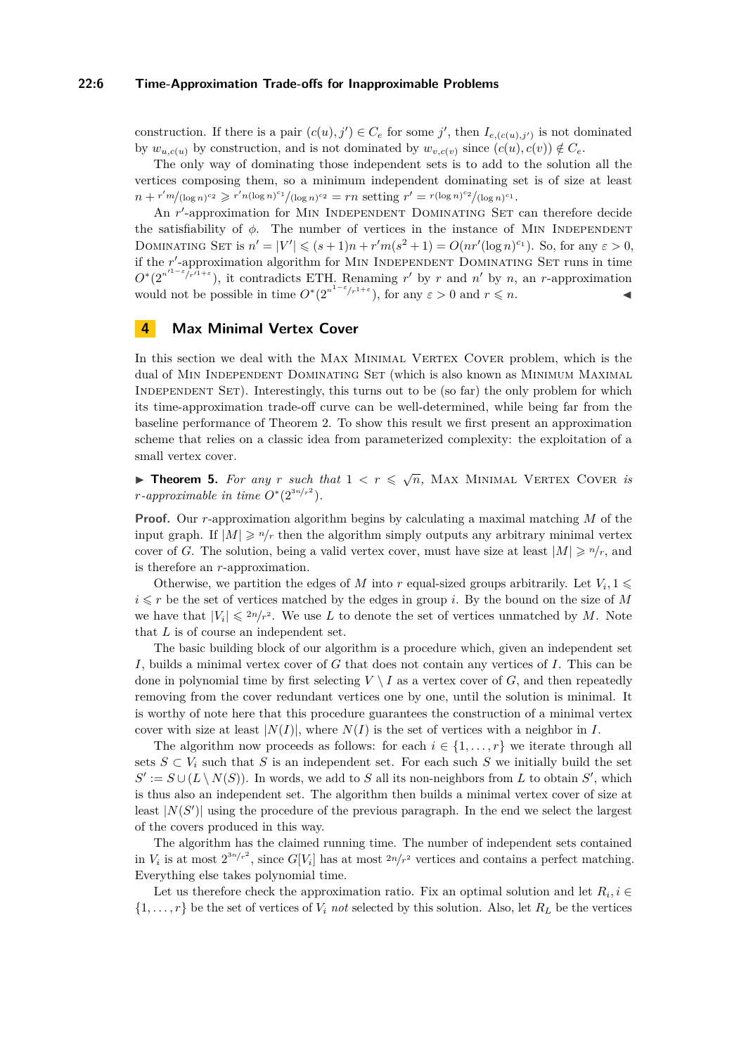construction. If there is a pair $(c(u), j') \in C_e$ for some $j'$, then $I_{e,(c(u),j')}$ is not dominated by $w_{u,c(u)}$ by construction, and is not dominated by $w_{v,c(v)}$ since $(c(u), c(v)) \notin C_e$.

The only way of dominating those independent sets is to add to the solution all the vertices composing them, so a minimum independent dominating set is of size at least $n + r'm/(\log n)^{c_2} \geqslant r'n(\log n)^{c_1}/(\log n)^{c_2} = rn$ setting $r' = r(\log n)^{c_2}/(\log n)^{c_1}$.

An $r'$-approximation for Min Independent Dominating Set can therefore decide the satisfiability of $\phi$. The number of vertices in the instance of Min Independent Dominating Set is $n' = |V'| \leqslant (s+1)n + r'm(s^2+1) = O(nr'(\log n)^{c_1})$. So, for any $\varepsilon > 0$, if the $r'$-approximation algorithm for Min Independent Dominating Set runs in time $O^*(2^{n'^{1-\varepsilon}/r'^{1+\varepsilon}})$, it contradicts ETH. Renaming $r'$ by $r$ and $n'$ by $n$, an $r$-approximation would not be possible in time $O^*(2^{n^{1-\varepsilon}/r^{1+\varepsilon}})$, for any $\varepsilon > 0$ and $r \leqslant n$. ◀

## 4 Max Minimal Vertex Cover

In this section we deal with the Max Minimal Vertex Cover problem, which is the dual of Min Independent Dominating Set (which is also known as Minimum Maximal Independent Set). Interestingly, this turns out to be (so far) the only problem for which its time-approximation trade-off curve can be well-determined, while being far from the baseline performance of Theorem 2. To show this result we first present an approximation scheme that relies on a classic idea from parameterized complexity: the exploitation of a small vertex cover.

▶ **Theorem 5.** *For any $r$ such that $1 < r \leqslant \sqrt{n}$, Max Minimal Vertex Cover is $r$-approximable in time $O^*(2^{3n/r^2})$.*

**Proof.** Our $r$-approximation algorithm begins by calculating a maximal matching $M$ of the input graph. If $|M| \geqslant n/r$ then the algorithm simply outputs any arbitrary minimal vertex cover of $G$. The solution, being a valid vertex cover, must have size at least $|M| \geqslant n/r$, and is therefore an $r$-approximation.

Otherwise, we partition the edges of $M$ into $r$ equal-sized groups arbitrarily. Let $V_i, 1 \leqslant i \leqslant r$ be the set of vertices matched by the edges in group $i$. By the bound on the size of $M$ we have that $|V_i| \leqslant 2n/r^2$. We use $L$ to denote the set of vertices unmatched by $M$. Note that $L$ is of course an independent set.

The basic building block of our algorithm is a procedure which, given an independent set $I$, builds a minimal vertex cover of $G$ that does not contain any vertices of $I$. This can be done in polynomial time by first selecting $V \setminus I$ as a vertex cover of $G$, and then repeatedly removing from the cover redundant vertices one by one, until the solution is minimal. It is worthy of note here that this procedure guarantees the construction of a minimal vertex cover with size at least $|N(I)|$, where $N(I)$ is the set of vertices with a neighbor in $I$.

The algorithm now proceeds as follows: for each $i \in \{1, \dots, r\}$ we iterate through all sets $S \subset V_i$ such that $S$ is an independent set. For each such $S$ we initially build the set $S' := S \cup (L \setminus N(S))$. In words, we add to $S$ all its non-neighbors from $L$ to obtain $S'$, which is thus also an independent set. The algorithm then builds a minimal vertex cover of size at least $|N(S')|$ using the procedure of the previous paragraph. In the end we select the largest of the covers produced in this way.

The algorithm has the claimed running time. The number of independent sets contained in $V_i$ is at most $2^{3n/r^2}$, since $G[V_i]$ has at most $2n/r^2$ vertices and contains a perfect matching. Everything else takes polynomial time.

Let us therefore check the approximation ratio. Fix an optimal solution and let $R_i, i \in \{1, \dots, r\}$ be the set of vertices of $V_i$ *not* selected by this solution. Also, let $R_L$ be the vertices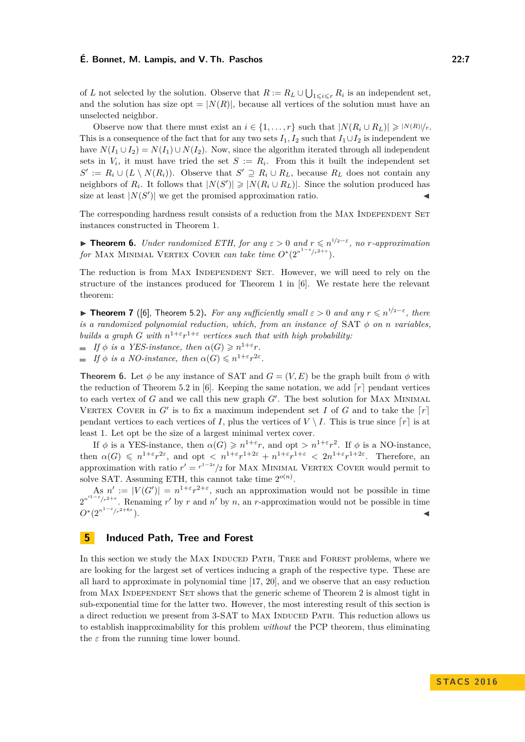of $L$ not selected by the solution. Observe that $R := R_L \cup \bigcup_{1 \leqslant i \leqslant r} R_i$ is an independent set, and the solution has size opt $= |N(R)|$, because all vertices of the solution must have an unselected neighbor.

Observe now that there must exist an $i \in \{1, \ldots, r\}$ such that $|N(R_i \cup R_L)| \geqslant |N(R)|/r$. This is a consequence of the fact that for any two sets $I_1, I_2$ such that $I_1 \cup I_2$ is independent we have $N(I_1 \cup I_2) = N(I_1) \cup N(I_2)$. Now, since the algorithm iterated through all independent sets in $V_i$, it must have tried the set $S := R_i$. From this it built the independent set $S' := R_i \cup (L \setminus N(R_i))$. Observe that $S' \supseteq R_i \cup R_L$, because $R_L$ does not contain any neighbors of $R_i$. It follows that $|N(S')| \geqslant |N(R_i \cup R_L)|$. Since the solution produced has size at least $|N(S')|$ we get the promised approximation ratio. ◀

The corresponding hardness result consists of a reduction from the Max Independent Set instances constructed in Theorem 1.

▶ **Theorem 6.** *Under randomized ETH, for any $\varepsilon > 0$ and $r \leqslant n^{1/2-\varepsilon}$, no $r$-approximation for* Max Minimal Vertex Cover *can take time $O^*(2^{n^{1-\varepsilon}/r^{2+\varepsilon}})$.*

The reduction is from Max Independent Set. However, we will need to rely on the structure of the instances produced for Theorem 1 in [6]. We restate here the relevant theorem:

▶ **Theorem 7** ([6], Theorem 5.2)**.** *For any sufficiently small $\varepsilon > 0$ and any $r \leqslant n^{1/2-\varepsilon}$, there is a randomized polynomial reduction, which, from an instance of* SAT *$\phi$ on $n$ variables, builds a graph $G$ with $n^{1+\varepsilon}r^{1+\varepsilon}$ vertices such that with high probability:*

- *If $\phi$ is a YES-instance, then $\alpha(G) \geqslant n^{1+\varepsilon}r$.*
- *If $\phi$ is a NO-instance, then $\alpha(G) \leqslant n^{1+\varepsilon}r^{2\varepsilon}$.*

**Theorem 6.** Let $\phi$ be any instance of SAT and $G = (V, E)$ be the graph built from $\phi$ with the reduction of Theorem 5.2 in [6]. Keeping the same notation, we add $\lceil r \rceil$ pendant vertices to each vertex of $G$ and we call this new graph $G'$. The best solution for Max Minimal Vertex Cover in $G'$ is to fix a maximum independent set $I$ of $G$ and to take the $\lceil r \rceil$ pendant vertices to each vertices of $I$, plus the vertices of $V \setminus I$. This is true since $\lceil r \rceil$ is at least 1. Let opt be the size of a largest minimal vertex cover.

If $\phi$ is a YES-instance, then $\alpha(G) \geqslant n^{1+\varepsilon}r$, and opt $> n^{1+\varepsilon}r^2$. If $\phi$ is a NO-instance, then $\alpha(G) \leqslant n^{1+\varepsilon}r^{2\varepsilon}$, and opt $< n^{1+\varepsilon}r^{1+2\varepsilon} + n^{1+\varepsilon}r^{1+\varepsilon} < 2n^{1+\varepsilon}r^{1+2\varepsilon}$. Therefore, an approximation with ratio $r' = r^{1-2\varepsilon}/2$ for Max Minimal Vertex Cover would permit to solve SAT. Assuming ETH, this cannot take time $2^{o(n)}$.

As $n' := |V(G')| = n^{1+\varepsilon}r^{2+\varepsilon}$, such an approximation would not be possible in time $2^{n'^{1-\varepsilon}/r^{2+\varepsilon}}$. Renaming $r'$ by $r$ and $n'$ by $n$, an $r$-approximation would not be possible in time $O^*(2^{n^{1-\varepsilon}/r^{2+6\varepsilon}})$. ◀

## 5 Induced Path, Tree and Forest

In this section we study the Max Induced Path, Tree and Forest problems, where we are looking for the largest set of vertices inducing a graph of the respective type. These are all hard to approximate in polynomial time [17, 20], and we observe that an easy reduction from Max Independent Set shows that the generic scheme of Theorem 2 is almost tight in sub-exponential time for the latter two. However, the most interesting result of this section is a direct reduction we present from 3-SAT to Max Induced Path. This reduction allows us to establish inapproximability for this problem *without* the PCP theorem, thus eliminating the $\varepsilon$ from the running time lower bound.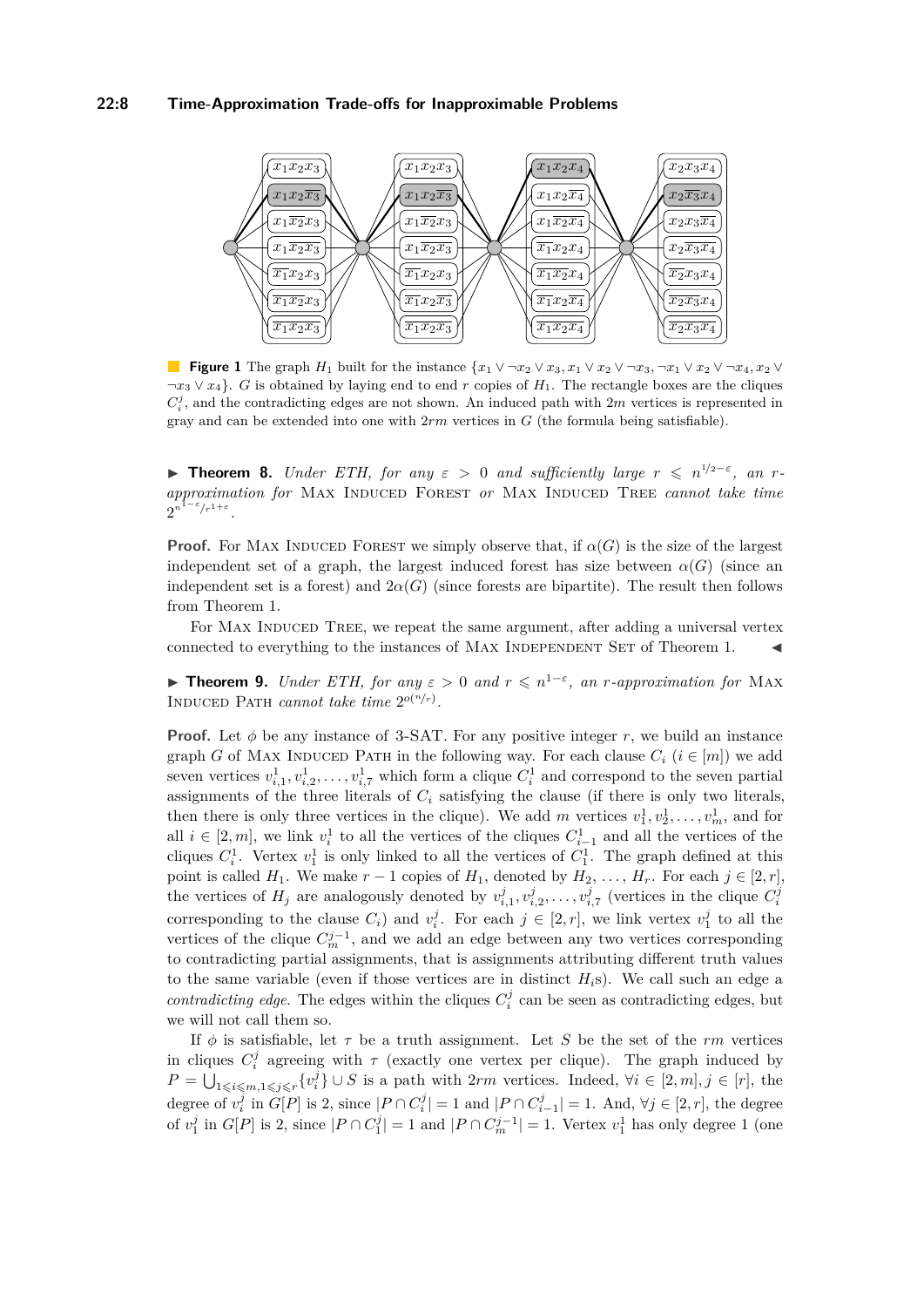**Figure 1** The graph $H_1$ built for the instance $\{x_1 \vee \neg x_2 \vee x_3, x_1 \vee x_2 \vee \neg x_3, \neg x_1 \vee x_2 \vee \neg x_4, x_2 \vee \neg x_3 \vee x_4\}$. $G$ is obtained by laying end to end $r$ copies of $H_1$. The rectangle boxes are the cliques $C_i^j$, and the contradicting edges are not shown. An induced path with $2m$ vertices is represented in gray and can be extended into one with $2rm$ vertices in $G$ (the formula being satisfiable).

▶ **Theorem 8.** *Under ETH, for any $\varepsilon > 0$ and sufficiently large $r \leqslant n^{1/2-\varepsilon}$, an $r$-approximation for* Max Induced Forest *or* Max Induced Tree *cannot take time* $2^{n^{1-\varepsilon}/r^{1+\varepsilon}}$.

**Proof.** For Max Induced Forest we simply observe that, if $\alpha(G)$ is the size of the largest independent set of a graph, the largest induced forest has size between $\alpha(G)$ (since an independent set is a forest) and $2\alpha(G)$ (since forests are bipartite). The result then follows from Theorem 1.

For Max Induced Tree, we repeat the same argument, after adding a universal vertex connected to everything to the instances of Max Independent Set of Theorem 1. ◀

▶ **Theorem 9.** *Under ETH, for any $\varepsilon > 0$ and $r \leqslant n^{1-\varepsilon}$, an $r$-approximation for* Max Induced Path *cannot take time* $2^{o(n/r)}$.

**Proof.** Let $\phi$ be any instance of 3-SAT. For any positive integer $r$, we build an instance graph $G$ of Max Induced Path in the following way. For each clause $C_i$ ($i \in [m]$) we add seven vertices $v_{i,1}^1, v_{i,2}^1, \ldots, v_{i,7}^1$ which form a clique $C_i^1$ and correspond to the seven partial assignments of the three literals of $C_i$ satisfying the clause (if there is only two literals, then there is only three vertices in the clique). We add $m$ vertices $v_1^1, v_2^1, \ldots, v_m^1$, and for all $i \in [2, m]$, we link $v_i^1$ to all the vertices of the cliques $C_{i-1}^1$ and all the vertices of the cliques $C_i^1$. Vertex $v_1^1$ is only linked to all the vertices of $C_1^1$. The graph defined at this point is called $H_1$. We make $r-1$ copies of $H_1$, denoted by $H_2, \ldots, H_r$. For each $j \in [2, r]$, the vertices of $H_j$ are analogously denoted by $v_{i,1}^j, v_{i,2}^j, \ldots, v_{i,7}^j$ (vertices in the clique $C_i^j$ corresponding to the clause $C_i$) and $v_i^j$. For each $j \in [2, r]$, we link vertex $v_1^j$ to all the vertices of the clique $C_m^{j-1}$, and we add an edge between any two vertices corresponding to contradicting partial assignments, that is assignments attributing different truth values to the same variable (even if those vertices are in distinct $H_i$s). We call such an edge a *contradicting edge*. The edges within the cliques $C_i^j$ can be seen as contradicting edges, but we will not call them so.

If $\phi$ is satisfiable, let $\tau$ be a truth assignment. Let $S$ be the set of the $rm$ vertices in cliques $C_i^j$ agreeing with $\tau$ (exactly one vertex per clique). The graph induced by $P = \bigcup_{1 \leqslant i \leqslant m, 1 \leqslant j \leqslant r} \{v_i^j\} \cup S$ is a path with $2rm$ vertices. Indeed, $\forall i \in [2, m], j \in [r]$, the degree of $v_i^j$ in $G[P]$ is 2, since $|P \cap C_i^j| = 1$ and $|P \cap C_{i-1}^j| = 1$. And, $\forall j \in [2, r]$, the degree of $v_1^j$ in $G[P]$ is 2, since $|P \cap C_1^j| = 1$ and $|P \cap C_m^{j-1}| = 1$. Vertex $v_1^1$ has only degree 1 (one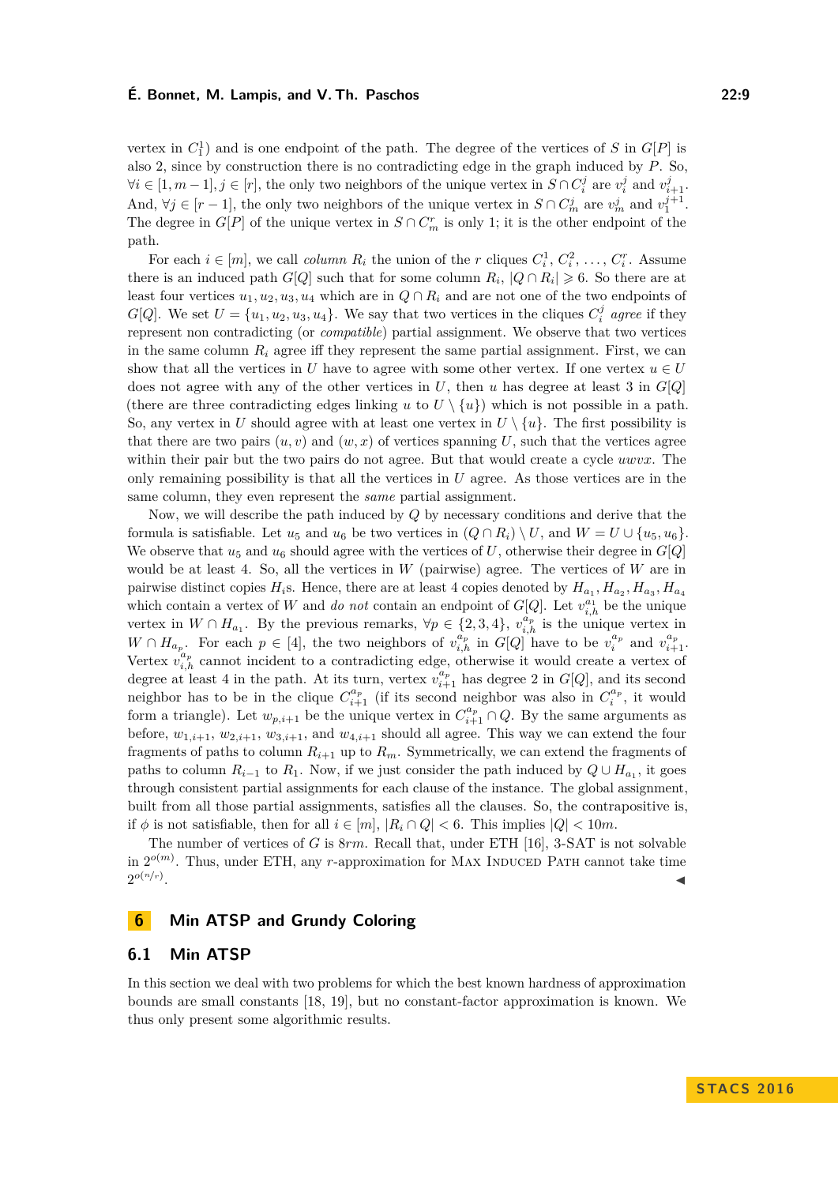vertex in $C_1^1$) and is one endpoint of the path. The degree of the vertices of $S$ in $G[P]$ is also 2, since by construction there is no contradicting edge in the graph induced by $P$. So, $\forall i \in [1, m-1], j \in [r]$, the only two neighbors of the unique vertex in $S \cap C_i^j$ are $v_i^j$ and $v_{i+1}^j$. And, $\forall j \in [r-1]$, the only two neighbors of the unique vertex in $S \cap C_m^j$ are $v_m^j$ and $v_1^{j+1}$. The degree in $G[P]$ of the unique vertex in $S \cap C_m^r$ is only 1; it is the other endpoint of the path.

For each $i \in [m]$, we call *column* $R_i$ the union of the $r$ cliques $C_i^1, C_i^2, \ldots, C_i^r$. Assume there is an induced path $G[Q]$ such that for some column $R_i$, $|Q \cap R_i| \geqslant 6$. So there are at least four vertices $u_1, u_2, u_3, u_4$ which are in $Q \cap R_i$ and are not one of the two endpoints of $G[Q]$. We set $U = \{u_1, u_2, u_3, u_4\}$. We say that two vertices in the cliques $C_i^j$ *agree* if they represent non contradicting (or *compatible*) partial assignment. We observe that two vertices in the same column $R_i$ agree iff they represent the same partial assignment. First, we can show that all the vertices in $U$ have to agree with some other vertex. If one vertex $u \in U$ does not agree with any of the other vertices in $U$, then $u$ has degree at least 3 in $G[Q]$ (there are three contradicting edges linking $u$ to $U \setminus \{u\}$) which is not possible in a path. So, any vertex in $U$ should agree with at least one vertex in $U \setminus \{u\}$. The first possibility is that there are two pairs $(u, v)$ and $(w, x)$ of vertices spanning $U$, such that the vertices agree within their pair but the two pairs do not agree. But that would create a cycle $uwvx$. The only remaining possibility is that all the vertices in $U$ agree. As those vertices are in the same column, they even represent the *same* partial assignment.

Now, we will describe the path induced by $Q$ by necessary conditions and derive that the formula is satisfiable. Let $u_5$ and $u_6$ be two vertices in $(Q \cap R_i) \setminus U$, and $W = U \cup \{u_5, u_6\}$. We observe that $u_5$ and $u_6$ should agree with the vertices of $U$, otherwise their degree in $G[Q]$ would be at least 4. So, all the vertices in $W$ (pairwise) agree. The vertices of $W$ are in pairwise distinct copies $H_i$s. Hence, there are at least 4 copies denoted by $H_{a_1}, H_{a_2}, H_{a_3}, H_{a_4}$ which contain a vertex of $W$ and *do not* contain an endpoint of $G[Q]$. Let $v_{i,h}^{a_1}$ be the unique vertex in $W \cap H_{a_1}$. By the previous remarks, $\forall p \in \{2, 3, 4\}$, $v_{i,h}^{a_p}$ is the unique vertex in $W \cap H_{a_p}$. For each $p \in [4]$, the two neighbors of $v_{i,h}^{a_p}$ in $G[Q]$ have to be $v_i^{a_p}$ and $v_{i+1}^{a_p}$. Vertex $v_{i,h}^{a_p}$ cannot incident to a contradicting edge, otherwise it would create a vertex of degree at least 4 in the path. At its turn, vertex $v_{i+1}^{a_p}$ has degree 2 in $G[Q]$, and its second neighbor has to be in the clique $C_{i+1}^{a_p}$ (if its second neighbor was also in $C_i^{a_p}$, it would form a triangle). Let $w_{p,i+1}$ be the unique vertex in $C_{i+1}^{a_p} \cap Q$. By the same arguments as before, $w_{1,i+1}$, $w_{2,i+1}$, $w_{3,i+1}$, and $w_{4,i+1}$ should all agree. This way we can extend the four fragments of paths to column $R_{i+1}$ up to $R_m$. Symmetrically, we can extend the fragments of paths to column $R_{i-1}$ to $R_1$. Now, if we just consider the path induced by $Q \cup H_{a_1}$, it goes through consistent partial assignments for each clause of the instance. The global assignment, built from all those partial assignments, satisfies all the clauses. So, the contrapositive is, if $\phi$ is not satisfiable, then for all $i \in [m]$, $|R_i \cap Q| < 6$. This implies $|Q| < 10m$.

The number of vertices of $G$ is $8rm$. Recall that, under ETH [16], 3-SAT is not solvable in $2^{o(m)}$. Thus, under ETH, any $r$-approximation for Max Induced Path cannot take time $2^{o(n/r)}$. ◀

## 6 Min ATSP and Grundy Coloring

### 6.1 Min ATSP

In this section we deal with two problems for which the best known hardness of approximation bounds are small constants [18, 19], but no constant-factor approximation is known. We thus only present some algorithmic results.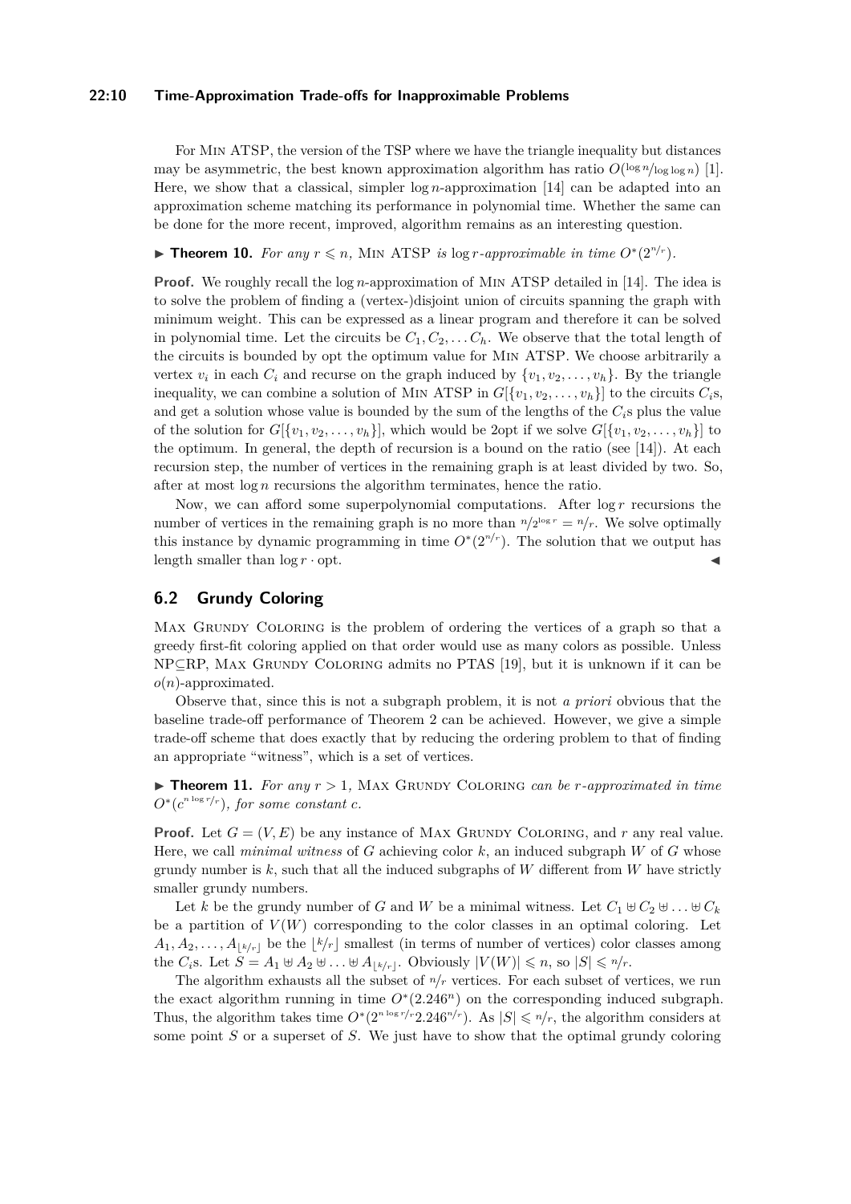For Min ATSP, the version of the TSP where we have the triangle inequality but distances may be asymmetric, the best known approximation algorithm has ratio $O(\log n/\log\log n)$ [1]. Here, we show that a classical, simpler $\log n$-approximation [14] can be adapted into an approximation scheme matching its performance in polynomial time. Whether the same can be done for the more recent, improved, algorithm remains as an interesting question.

**Theorem 10.** *For any $r \leqslant n$,* Min ATSP *is $\log r$-approximable in time $O^*(2^{n/r})$.*

**Proof.** We roughly recall the $\log n$-approximation of Min ATSP detailed in [14]. The idea is to solve the problem of finding a (vertex-)disjoint union of circuits spanning the graph with minimum weight. This can be expressed as a linear program and therefore it can be solved in polynomial time. Let the circuits be $C_1, C_2, \dots C_h$. We observe that the total length of the circuits is bounded by opt the optimum value for Min ATSP. We choose arbitrarily a vertex $v_i$ in each $C_i$ and recurse on the graph induced by $\{v_1, v_2, \dots, v_h\}$. By the triangle inequality, we can combine a solution of Min ATSP in $G[\{v_1, v_2, \dots, v_h\}]$ to the circuits $C_i$s, and get a solution whose value is bounded by the sum of the lengths of the $C_i$s plus the value of the solution for $G[\{v_1, v_2, \dots, v_h\}]$, which would be 2opt if we solve $G[\{v_1, v_2, \dots, v_h\}]$ to the optimum. In general, the depth of recursion is a bound on the ratio (see [14]). At each recursion step, the number of vertices in the remaining graph is at least divided by two. So, after at most $\log n$ recursions the algorithm terminates, hence the ratio.

Now, we can afford some superpolynomial computations. After $\log r$ recursions the number of vertices in the remaining graph is no more than $n/2^{\log r} = n/r$. We solve optimally this instance by dynamic programming in time $O^*(2^{n/r})$. The solution that we output has length smaller than $\log r \cdot \text{opt}$. ◀

## 6.2 Grundy Coloring

Max Grundy Coloring is the problem of ordering the vertices of a graph so that a greedy first-fit coloring applied on that order would use as many colors as possible. Unless NP⊆RP, Max Grundy Coloring admits no PTAS [19], but it is unknown if it can be $o(n)$-approximated.

Observe that, since this is not a subgraph problem, it is not *a priori* obvious that the baseline trade-off performance of Theorem 2 can be achieved. However, we give a simple trade-off scheme that does exactly that by reducing the ordering problem to that of finding an appropriate "witness", which is a set of vertices.

**Theorem 11.** *For any $r > 1$,* Max Grundy Coloring *can be $r$-approximated in time $O^*(c^{n \log r/r})$, for some constant $c$.*

**Proof.** Let $G = (V, E)$ be any instance of Max Grundy Coloring, and $r$ any real value. Here, we call *minimal witness* of $G$ achieving color $k$, an induced subgraph $W$ of $G$ whose grundy number is $k$, such that all the induced subgraphs of $W$ different from $W$ have strictly smaller grundy numbers.

Let $k$ be the grundy number of $G$ and $W$ be a minimal witness. Let $C_1 \uplus C_2 \uplus \dots \uplus C_k$ be a partition of $V(W)$ corresponding to the color classes in an optimal coloring. Let $A_1, A_2, \dots, A_{\lfloor k/r \rfloor}$ be the $\lfloor k/r \rfloor$ smallest (in terms of number of vertices) color classes among the $C_i$s. Let $S = A_1 \uplus A_2 \uplus \dots \uplus A_{\lfloor k/r \rfloor}$. Obviously $|V(W)| \leqslant n$, so $|S| \leqslant n/r$.

The algorithm exhausts all the subset of $n/r$ vertices. For each subset of vertices, we run the exact algorithm running in time $O^*(2.246^n)$ on the corresponding induced subgraph. Thus, the algorithm takes time $O^*(2^{n \log r/r} 2.246^{n/r})$. As $|S| \leqslant n/r$, the algorithm considers at some point $S$ or a superset of $S$. We just have to show that the optimal grundy coloring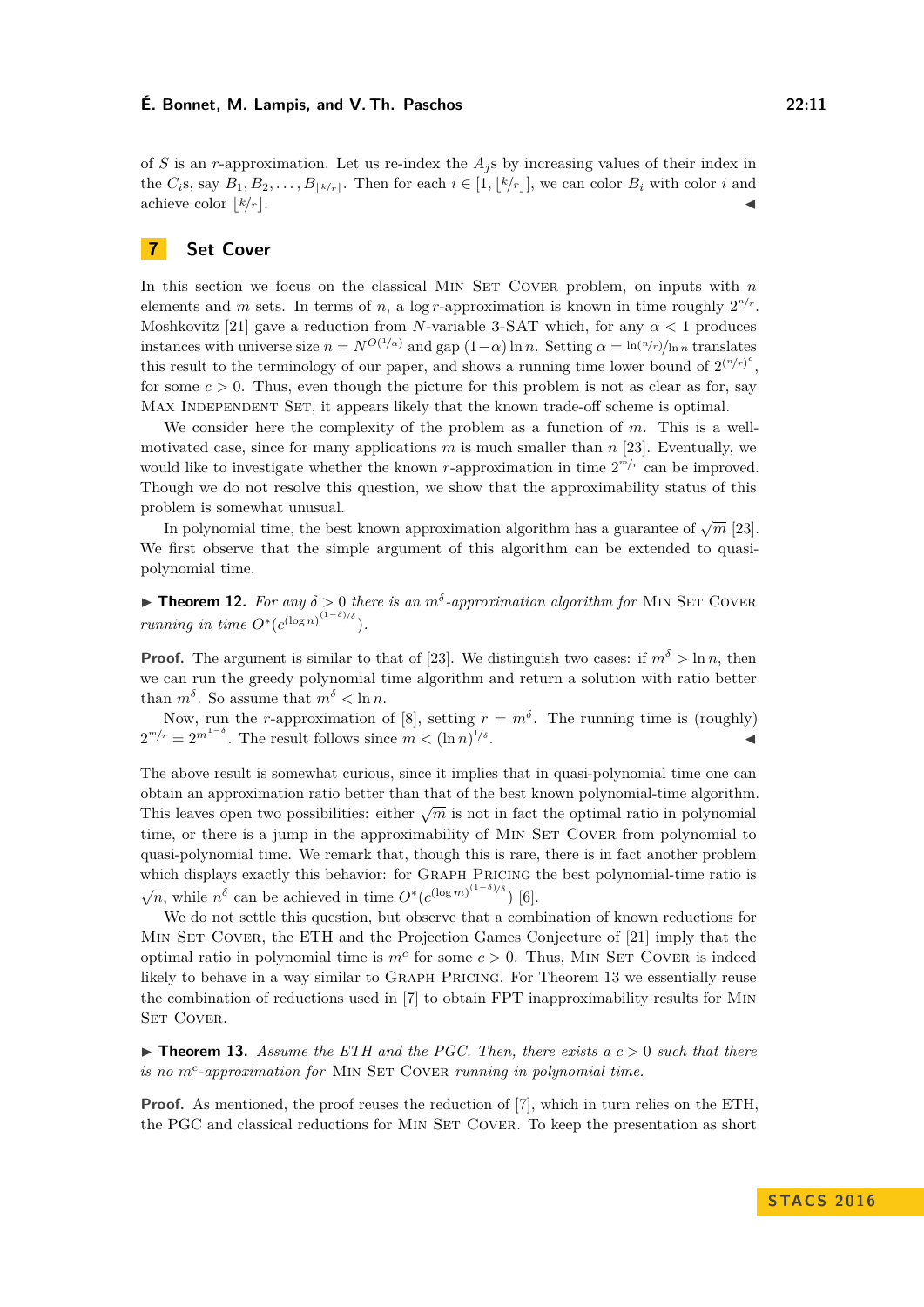of $S$ is an $r$-approximation. Let us re-index the $A_j$s by increasing values of their index in the $C_i$s, say $B_1, B_2, \ldots, B_{\lfloor k/r \rfloor}$. Then for each $i \in [1, \lfloor k/r \rfloor]$, we can color $B_i$ with color $i$ and achieve color $\lfloor k/r \rfloor$. ◀

## 7 Set Cover

In this section we focus on the classical Min Set Cover problem, on inputs with $n$ elements and $m$ sets. In terms of $n$, a $\log r$-approximation is known in time roughly $2^{n/r}$. Moshkovitz [21] gave a reduction from $N$-variable 3-SAT which, for any $\alpha < 1$ produces instances with universe size $n = N^{O(1/\alpha)}$ and gap $(1-\alpha)\ln n$. Setting $\alpha = \ln(n/r)/\ln n$ translates this result to the terminology of our paper, and shows a running time lower bound of $2^{(n/r)^c}$, for some $c > 0$. Thus, even though the picture for this problem is not as clear as for, say Max Independent Set, it appears likely that the known trade-off scheme is optimal.

We consider here the complexity of the problem as a function of $m$. This is a well-motivated case, since for many applications $m$ is much smaller than $n$ [23]. Eventually, we would like to investigate whether the known $r$-approximation in time $2^{m/r}$ can be improved. Though we do not resolve this question, we show that the approximability status of this problem is somewhat unusual.

In polynomial time, the best known approximation algorithm has a guarantee of $\sqrt{m}$ [23]. We first observe that the simple argument of this algorithm can be extended to quasi-polynomial time.

▶ **Theorem 12.** *For any $\delta > 0$ there is an $m^\delta$-approximation algorithm for* Min Set Cover *running in time $O^*(c^{(\log n)^{(1-\delta)/\delta}})$.*

**Proof.** The argument is similar to that of [23]. We distinguish two cases: if $m^\delta > \ln n$, then we can run the greedy polynomial time algorithm and return a solution with ratio better than $m^\delta$. So assume that $m^\delta < \ln n$.

Now, run the $r$-approximation of [8], setting $r = m^\delta$. The running time is (roughly) $2^{m/r} = 2^{m^{1-\delta}}$. The result follows since $m < (\ln n)^{1/\delta}$. ◀

The above result is somewhat curious, since it implies that in quasi-polynomial time one can obtain an approximation ratio better than that of the best known polynomial-time algorithm. This leaves open two possibilities: either $\sqrt{m}$ is not in fact the optimal ratio in polynomial time, or there is a jump in the approximability of Min Set Cover from polynomial to quasi-polynomial time. We remark that, though this is rare, there is in fact another problem which displays exactly this behavior: for Graph Pricing the best polynomial-time ratio is $\sqrt{n}$, while $n^\delta$ can be achieved in time $O^*(c^{(\log m)^{(1-\delta)/\delta}})$ [6].

We do not settle this question, but observe that a combination of known reductions for Min Set Cover, the ETH and the Projection Games Conjecture of [21] imply that the optimal ratio in polynomial time is $m^c$ for some $c > 0$. Thus, Min Set Cover is indeed likely to behave in a way similar to Graph Pricing. For Theorem 13 we essentially reuse the combination of reductions used in [7] to obtain FPT inapproximability results for Min Set Cover.

▶ **Theorem 13.** *Assume the ETH and the PGC. Then, there exists a $c > 0$ such that there is no $m^c$-approximation for* Min Set Cover *running in polynomial time.*

**Proof.** As mentioned, the proof reuses the reduction of [7], which in turn relies on the ETH, the PGC and classical reductions for Min Set Cover. To keep the presentation as short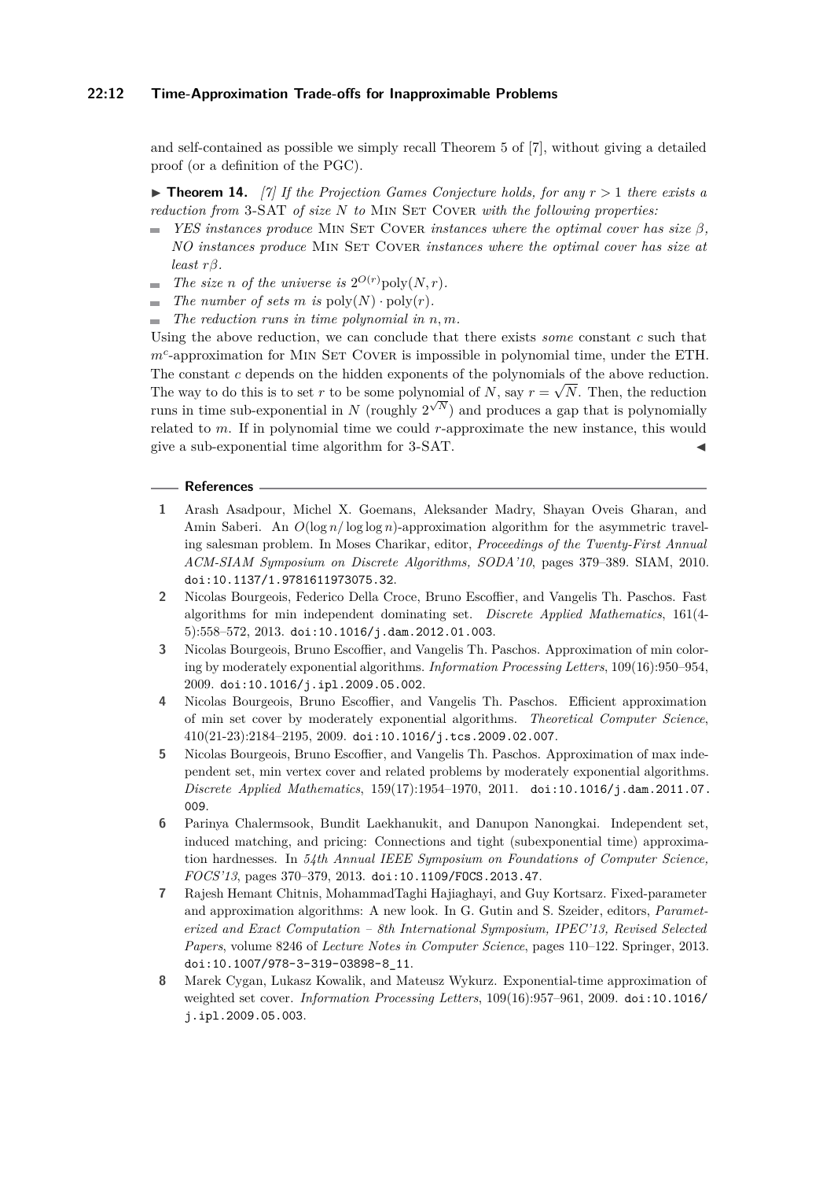and self-contained as possible we simply recall Theorem 5 of [7], without giving a detailed proof (or a definition of the PGC).

▶ **Theorem 14.** *[7] If the Projection Games Conjecture holds, for any $r > 1$ there exists a reduction from* 3-SAT *of size $N$ to* Min Set Cover *with the following properties:*

- *YES instances produce* Min Set Cover *instances where the optimal cover has size $\beta$, NO instances produce* Min Set Cover *instances where the optimal cover has size at least $r\beta$.*
- *The size $n$ of the universe is $2^{O(r)}\text{poly}(N, r)$.*
- *The number of sets $m$ is $\text{poly}(N) \cdot \text{poly}(r)$.*
- *The reduction runs in time polynomial in $n, m$.*

Using the above reduction, we can conclude that there exists *some* constant $c$ such that $m^c$-approximation for Min Set Cover is impossible in polynomial time, under the ETH. The constant $c$ depends on the hidden exponents of the polynomials of the above reduction. The way to do this is to set $r$ to be some polynomial of $N$, say $r = \sqrt{N}$. Then, the reduction runs in time sub-exponential in $N$ (roughly $2^{\sqrt{N}}$) and produces a gap that is polynomially related to $m$. If in polynomial time we could $r$-approximate the new instance, this would give a sub-exponential time algorithm for 3-SAT. ◀

## References

1. Arash Asadpour, Michel X. Goemans, Aleksander Madry, Shayan Oveis Gharan, and Amin Saberi. An $O(\log n/ \log \log n)$-approximation algorithm for the asymmetric traveling salesman problem. In Moses Charikar, editor, *Proceedings of the Twenty-First Annual ACM-SIAM Symposium on Discrete Algorithms, SODA'10*, pages 379–389. SIAM, 2010. doi:10.1137/1.9781611973075.32.
2. Nicolas Bourgeois, Federico Della Croce, Bruno Escoffier, and Vangelis Th. Paschos. Fast algorithms for min independent dominating set. *Discrete Applied Mathematics*, 161(4-5):558–572, 2013. doi:10.1016/j.dam.2012.01.003.
3. Nicolas Bourgeois, Bruno Escoffier, and Vangelis Th. Paschos. Approximation of min coloring by moderately exponential algorithms. *Information Processing Letters*, 109(16):950–954, 2009. doi:10.1016/j.ipl.2009.05.002.
4. Nicolas Bourgeois, Bruno Escoffier, and Vangelis Th. Paschos. Efficient approximation of min set cover by moderately exponential algorithms. *Theoretical Computer Science*, 410(21-23):2184–2195, 2009. doi:10.1016/j.tcs.2009.02.007.
5. Nicolas Bourgeois, Bruno Escoffier, and Vangelis Th. Paschos. Approximation of max independent set, min vertex cover and related problems by moderately exponential algorithms. *Discrete Applied Mathematics*, 159(17):1954–1970, 2011. doi:10.1016/j.dam.2011.07.009.
6. Parinya Chalermsook, Bundit Laekhanukit, and Danupon Nanongkai. Independent set, induced matching, and pricing: Connections and tight (subexponential time) approximation hardnesses. In *54th Annual IEEE Symposium on Foundations of Computer Science, FOCS'13*, pages 370–379, 2013. doi:10.1109/FOCS.2013.47.
7. Rajesh Hemant Chitnis, MohammadTaghi Hajiaghayi, and Guy Kortsarz. Fixed-parameter and approximation algorithms: A new look. In G. Gutin and S. Szeider, editors, *Parameterized and Exact Computation – 8th International Symposium, IPEC'13, Revised Selected Papers*, volume 8246 of *Lecture Notes in Computer Science*, pages 110–122. Springer, 2013. doi:10.1007/978-3-319-03898-8_11.
8. Marek Cygan, Lukasz Kowalik, and Mateusz Wykurz. Exponential-time approximation of weighted set cover. *Information Processing Letters*, 109(16):957–961, 2009. doi:10.1016/j.ipl.2009.05.003.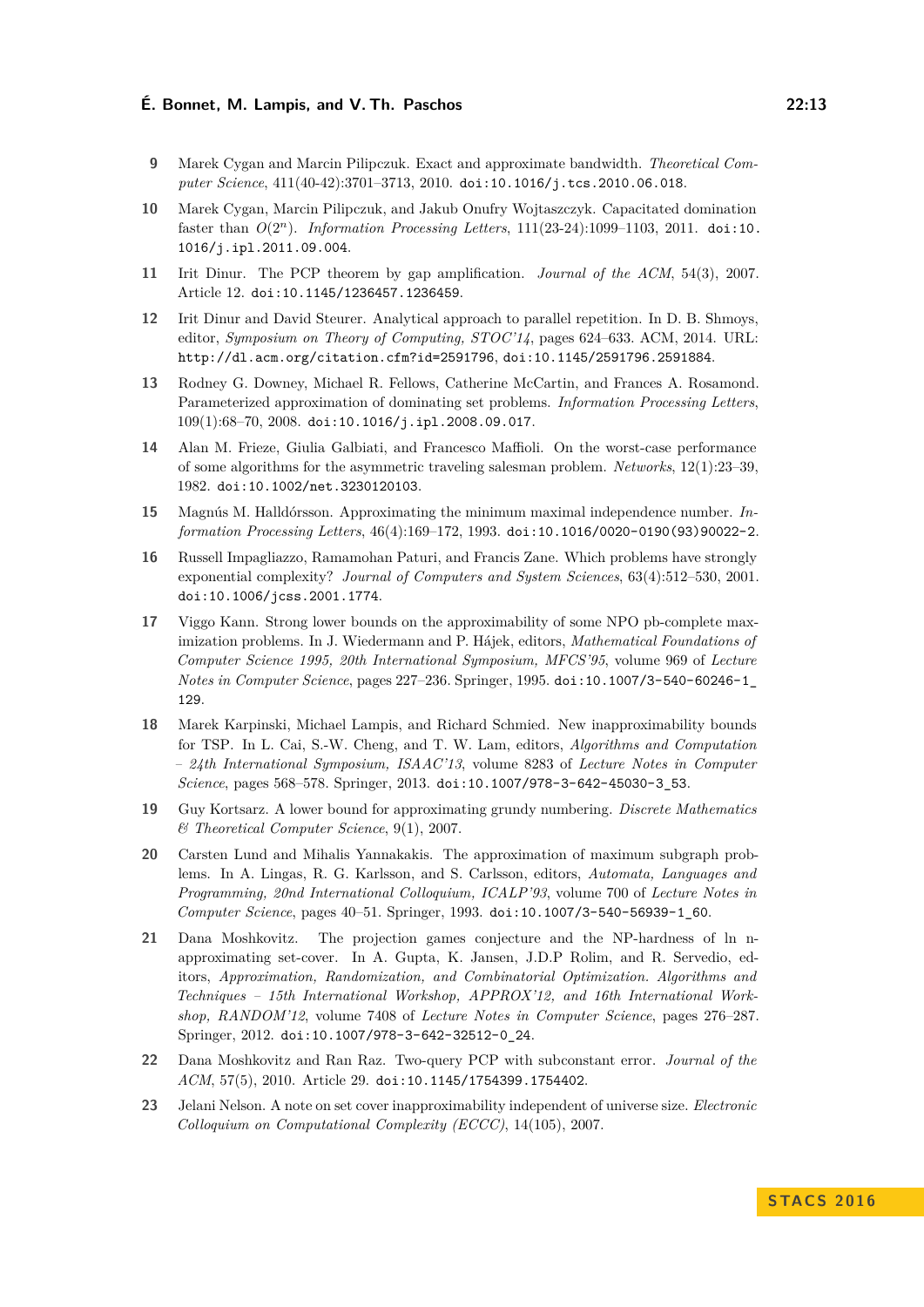9. Marek Cygan and Marcin Pilipczuk. Exact and approximate bandwidth. *Theoretical Computer Science*, 411(40-42):3701–3713, 2010. doi:10.1016/j.tcs.2010.06.018.

10. Marek Cygan, Marcin Pilipczuk, and Jakub Onufry Wojtaszczyk. Capacitated domination faster than $O(2^n)$. *Information Processing Letters*, 111(23-24):1099–1103, 2011. doi:10.1016/j.ipl.2011.09.004.

11. Irit Dinur. The PCP theorem by gap amplification. *Journal of the ACM*, 54(3), 2007. Article 12. doi:10.1145/1236457.1236459.

12. Irit Dinur and David Steurer. Analytical approach to parallel repetition. In D. B. Shmoys, editor, *Symposium on Theory of Computing, STOC'14*, pages 624–633. ACM, 2014. URL: http://dl.acm.org/citation.cfm?id=2591796, doi:10.1145/2591796.2591884.

13. Rodney G. Downey, Michael R. Fellows, Catherine McCartin, and Frances A. Rosamond. Parameterized approximation of dominating set problems. *Information Processing Letters*, 109(1):68–70, 2008. doi:10.1016/j.ipl.2008.09.017.

14. Alan M. Frieze, Giulia Galbiati, and Francesco Maffioli. On the worst-case performance of some algorithms for the asymmetric traveling salesman problem. *Networks*, 12(1):23–39, 1982. doi:10.1002/net.3230120103.

15. Magnús M. Halldórsson. Approximating the minimum maximal independence number. *Information Processing Letters*, 46(4):169–172, 1993. doi:10.1016/0020-0190(93)90022-2.

16. Russell Impagliazzo, Ramamohan Paturi, and Francis Zane. Which problems have strongly exponential complexity? *Journal of Computers and System Sciences*, 63(4):512–530, 2001. doi:10.1006/jcss.2001.1774.

17. Viggo Kann. Strong lower bounds on the approximability of some NPO pb-complete maximization problems. In J. Wiedermann and P. Hájek, editors, *Mathematical Foundations of Computer Science 1995, 20th International Symposium, MFCS'95*, volume 969 of *Lecture Notes in Computer Science*, pages 227–236. Springer, 1995. doi:10.1007/3-540-60246-1_129.

18. Marek Karpinski, Michael Lampis, and Richard Schmied. New inapproximability bounds for TSP. In L. Cai, S.-W. Cheng, and T. W. Lam, editors, *Algorithms and Computation – 24th International Symposium, ISAAC'13*, volume 8283 of *Lecture Notes in Computer Science*, pages 568–578. Springer, 2013. doi:10.1007/978-3-642-45030-3_53.

19. Guy Kortsarz. A lower bound for approximating grundy numbering. *Discrete Mathematics & Theoretical Computer Science*, 9(1), 2007.

20. Carsten Lund and Mihalis Yannakakis. The approximation of maximum subgraph problems. In A. Lingas, R. G. Karlsson, and S. Carlsson, editors, *Automata, Languages and Programming, 20nd International Colloquium, ICALP'93*, volume 700 of *Lecture Notes in Computer Science*, pages 40–51. Springer, 1993. doi:10.1007/3-540-56939-1_60.

21. Dana Moshkovitz. The projection games conjecture and the NP-hardness of ln n-approximating set-cover. In A. Gupta, K. Jansen, J.D.P Rolim, and R. Servedio, editors, *Approximation, Randomization, and Combinatorial Optimization. Algorithms and Techniques – 15th International Workshop, APPROX'12, and 16th International Workshop, RANDOM'12*, volume 7408 of *Lecture Notes in Computer Science*, pages 276–287. Springer, 2012. doi:10.1007/978-3-642-32512-0_24.

22. Dana Moshkovitz and Ran Raz. Two-query PCP with subconstant error. *Journal of the ACM*, 57(5), 2010. Article 29. doi:10.1145/1754399.1754402.

23. Jelani Nelson. A note on set cover inapproximability independent of universe size. *Electronic Colloquium on Computational Complexity (ECCC)*, 14(105), 2007.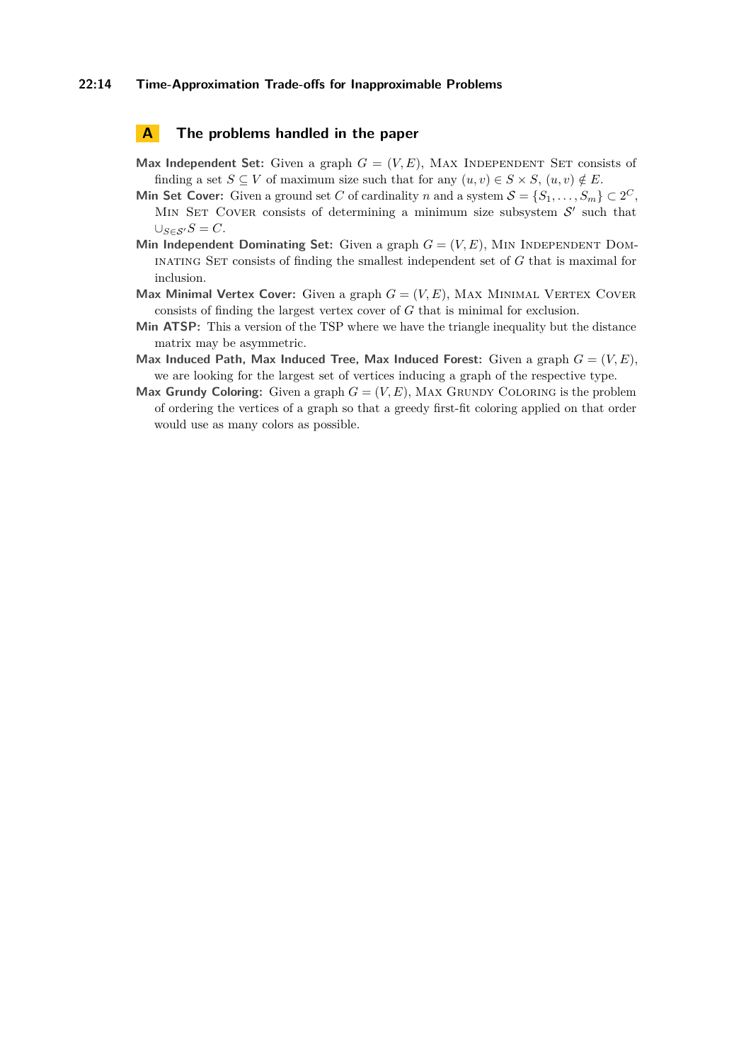# A The problems handled in the paper

**Max Independent Set:** Given a graph $G = (V, E)$, Max Independent Set consists of finding a set $S \subseteq V$ of maximum size such that for any $(u, v) \in S \times S$, $(u, v) \notin E$.

**Min Set Cover:** Given a ground set $C$ of cardinality $n$ and a system $\mathcal{S} = \{S_1, \dots, S_m\} \subset 2^C$, Min Set Cover consists of determining a minimum size subsystem $\mathcal{S}'$ such that $\cup_{S \in \mathcal{S}'} S = C$.

**Min Independent Dominating Set:** Given a graph $G = (V, E)$, Min Independent Dominating Set consists of finding the smallest independent set of $G$ that is maximal for inclusion.

**Max Minimal Vertex Cover:** Given a graph $G = (V, E)$, Max Minimal Vertex Cover consists of finding the largest vertex cover of $G$ that is minimal for exclusion.

**Min ATSP:** This a version of the TSP where we have the triangle inequality but the distance matrix may be asymmetric.

**Max Induced Path, Max Induced Tree, Max Induced Forest:** Given a graph $G = (V, E)$, we are looking for the largest set of vertices inducing a graph of the respective type.

**Max Grundy Coloring:** Given a graph $G = (V, E)$, Max Grundy Coloring is the problem of ordering the vertices of a graph so that a greedy first-fit coloring applied on that order would use as many colors as possible.